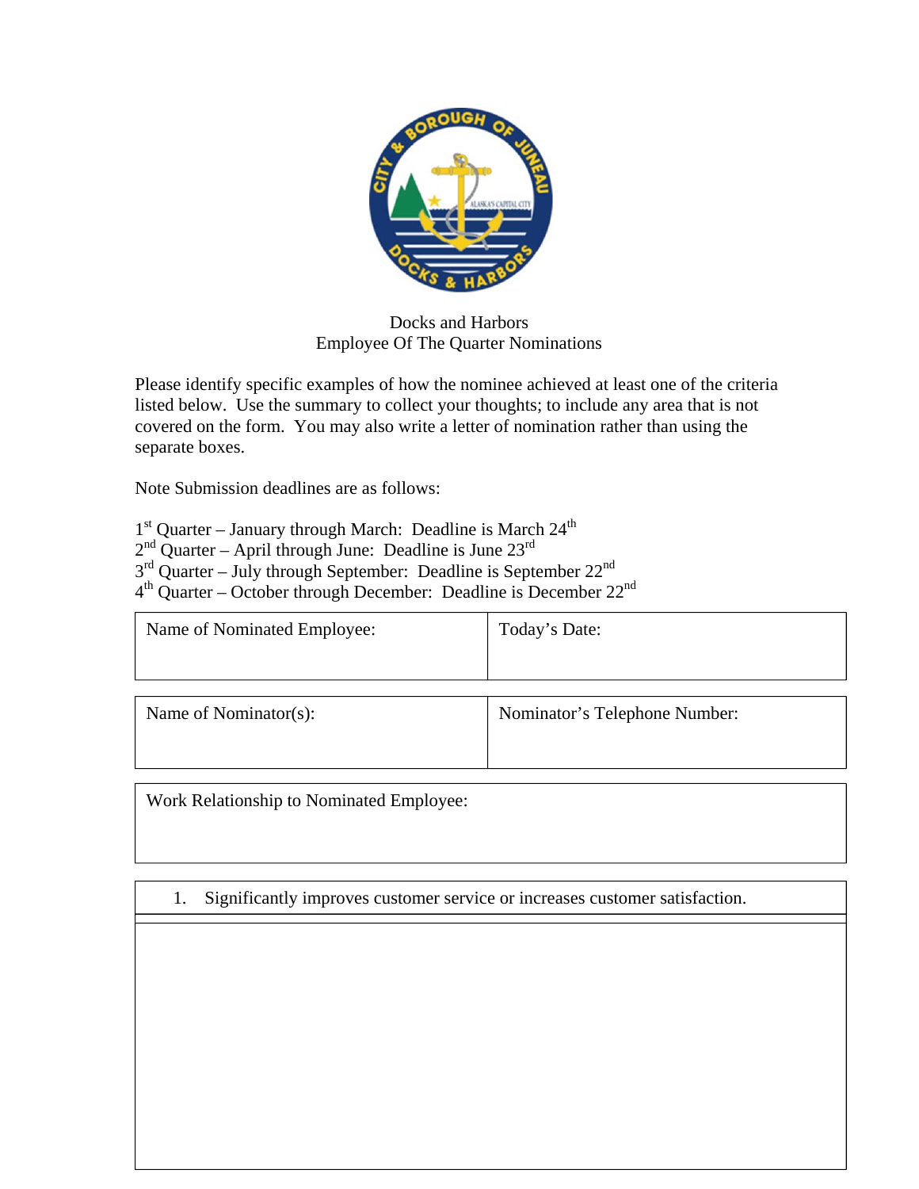Docks and Harbors
Employee Of The Quarter Nominations

Please identify specific examples of how the nominee achieved at least one of the criteria listed below. Use the summary to collect your thoughts; to include any area that is not covered on the form. You may also write a letter of nomination rather than using the separate boxes.

Note Submission deadlines are as follows:

1st Quarter – January through March: Deadline is March 24th
2nd Quarter – April through June: Deadline is June 23rd
3rd Quarter – July through September: Deadline is September 22nd
4th Quarter – October through December: Deadline is December 22nd

| Name of Nominated Employee: | Today's Date: |
|---|---|
| | |

| Name of Nominator(s): | Nominator's Telephone Number: |
|---|---|
| | |

| Work Relationship to Nominated Employee: |
|---|
| |

| 1. Significantly improves customer service or increases customer satisfaction. |
|---|
| |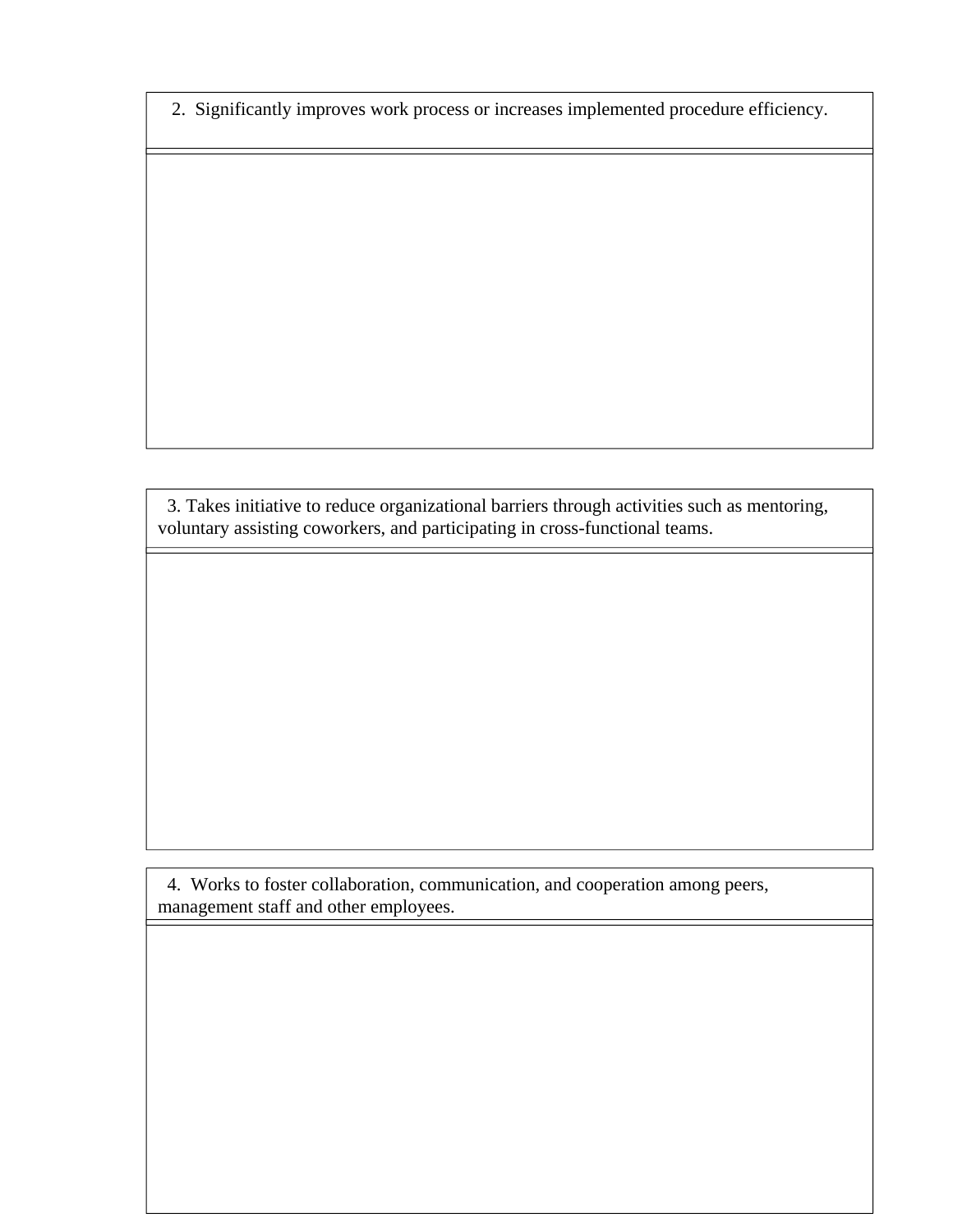| 2. Significantly improves work process or increases implemented procedure efficiency. |
| --- |
| |

| 3. Takes initiative to reduce organizational barriers through activities such as mentoring, voluntary assisting coworkers, and participating in cross-functional teams. |
| --- |
| |

| 4. Works to foster collaboration, communication, and cooperation among peers, management staff and other employees. |
| --- |
| |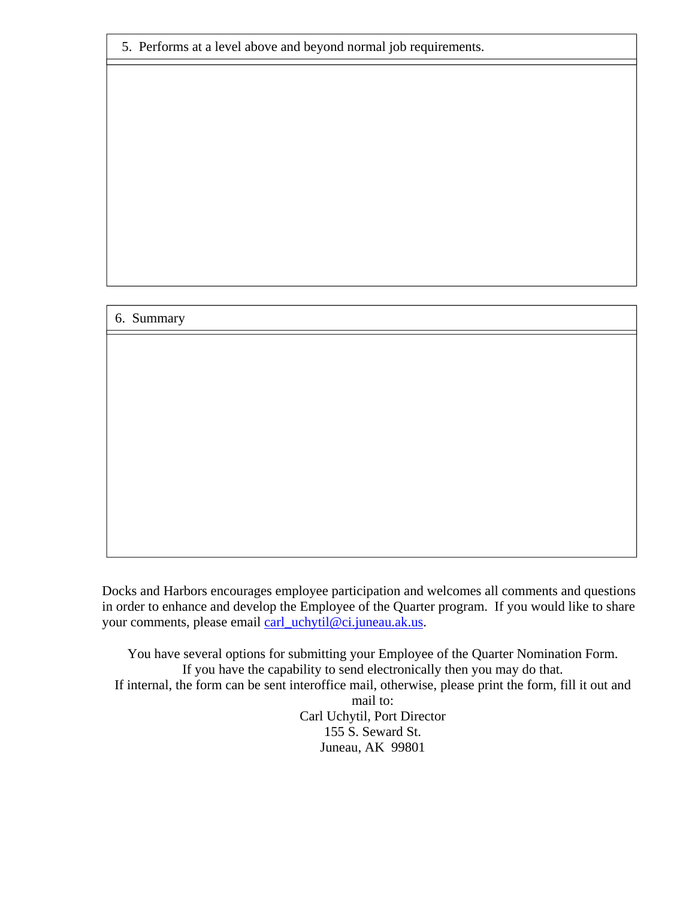| 5. Performs at a level above and beyond normal job requirements. |
| --- |
| |

| 6. Summary |
| --- |
| |

Docks and Harbors encourages employee participation and welcomes all comments and questions in order to enhance and develop the Employee of the Quarter program. If you would like to share your comments, please email carl_uchytil@ci.juneau.ak.us.

You have several options for submitting your Employee of the Quarter Nomination Form.
If you have the capability to send electronically then you may do that.
If internal, the form can be sent interoffice mail, otherwise, please print the form, fill it out and mail to:

Carl Uchytil, Port Director
155 S. Seward St.
Juneau, AK 99801